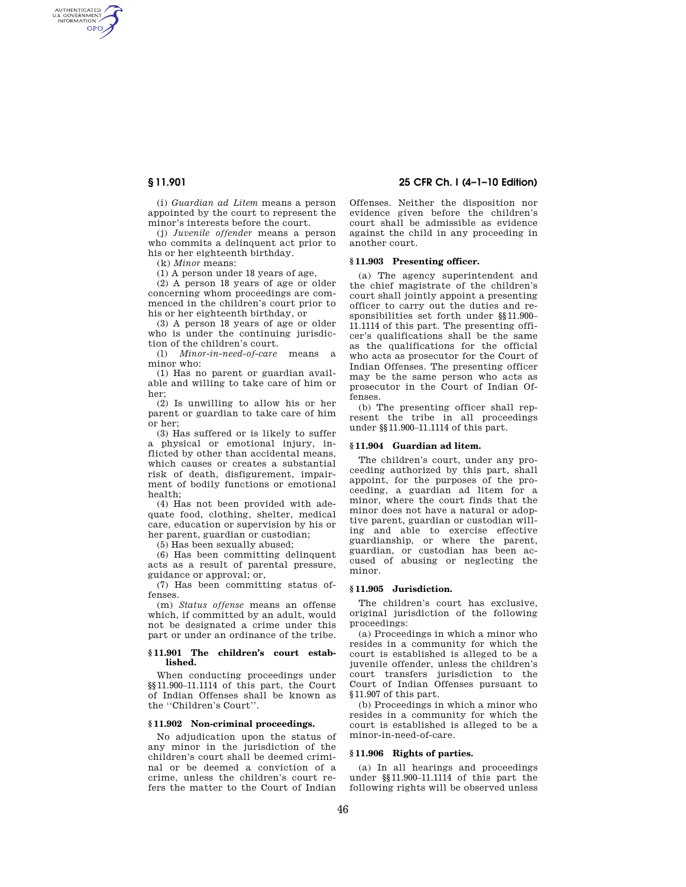(i) *Guardian ad Litem* means a person appointed by the court to represent the minor's interests before the court.

(j) *Juvenile offender* means a person who commits a delinquent act prior to his or her eighteenth birthday.

(k) *Minor* means:

(1) A person under 18 years of age,

(2) A person 18 years of age or older concerning whom proceedings are commenced in the children's court prior to his or her eighteenth birthday, or

(3) A person 18 years of age or older who is under the continuing jurisdiction of the children's court.

(l) *Minor-in-need-of-care* means a minor who:

(1) Has no parent or guardian available and willing to take care of him or her;

(2) Is unwilling to allow his or her parent or guardian to take care of him or her;

(3) Has suffered or is likely to suffer a physical or emotional injury, inflicted by other than accidental means, which causes or creates a substantial risk of death, disfigurement, impairment of bodily functions or emotional health;

(4) Has not been provided with adequate food, clothing, shelter, medical care, education or supervision by his or her parent, guardian or custodian;

(5) Has been sexually abused;

(6) Has been committing delinquent acts as a result of parental pressure, guidance or approval; or,

(7) Has been committing status offenses.

(m) *Status offense* means an offense which, if committed by an adult, would not be designated a crime under this part or under an ordinance of the tribe.

## § 11.901 The children's court established.

When conducting proceedings under §§ 11.900–11.1114 of this part, the Court of Indian Offenses shall be known as the ''Children's Court''.

## § 11.902 Non-criminal proceedings.

No adjudication upon the status of any minor in the jurisdiction of the children's court shall be deemed criminal or be deemed a conviction of a crime, unless the children's court refers the matter to the Court of Indian Offenses. Neither the disposition nor evidence given before the children's court shall be admissible as evidence against the child in any proceeding in another court.

## § 11.903 Presenting officer.

(a) The agency superintendent and the chief magistrate of the children's court shall jointly appoint a presenting officer to carry out the duties and responsibilities set forth under §§ 11.900–11.1114 of this part. The presenting officer's qualifications shall be the same as the qualifications for the official who acts as prosecutor for the Court of Indian Offenses. The presenting officer may be the same person who acts as prosecutor in the Court of Indian Offenses.

(b) The presenting officer shall represent the tribe in all proceedings under §§ 11.900–11.1114 of this part.

## § 11.904 Guardian ad litem.

The children's court, under any proceeding authorized by this part, shall appoint, for the purposes of the proceeding, a guardian ad litem for a minor, where the court finds that the minor does not have a natural or adoptive parent, guardian or custodian willing and able to exercise effective guardianship, or where the parent, guardian, or custodian has been accused of abusing or neglecting the minor.

## § 11.905 Jurisdiction.

The children's court has exclusive, original jurisdiction of the following proceedings:

(a) Proceedings in which a minor who resides in a community for which the court is established is alleged to be a juvenile offender, unless the children's court transfers jurisdiction to the Court of Indian Offenses pursuant to § 11.907 of this part.

(b) Proceedings in which a minor who resides in a community for which the court is established is alleged to be a minor-in-need-of-care.

## § 11.906 Rights of parties.

(a) In all hearings and proceedings under §§ 11.900–11.1114 of this part the following rights will be observed unless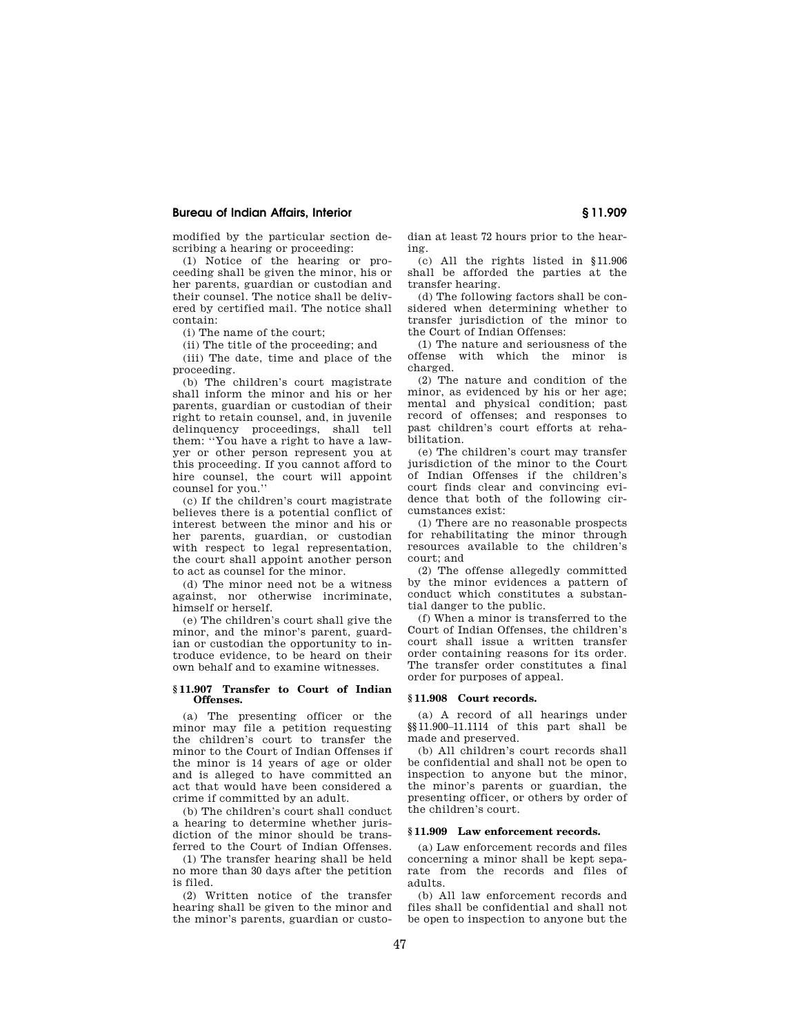modified by the particular section describing a hearing or proceeding:

(1) Notice of the hearing or proceeding shall be given the minor, his or her parents, guardian or custodian and their counsel. The notice shall be delivered by certified mail. The notice shall contain:

(i) The name of the court;

(ii) The title of the proceeding; and

(iii) The date, time and place of the proceeding.

(b) The children's court magistrate shall inform the minor and his or her parents, guardian or custodian of their right to retain counsel, and, in juvenile delinquency proceedings, shall tell them: ''You have a right to have a lawyer or other person represent you at this proceeding. If you cannot afford to hire counsel, the court will appoint counsel for you.''

(c) If the children's court magistrate believes there is a potential conflict of interest between the minor and his or her parents, guardian, or custodian with respect to legal representation, the court shall appoint another person to act as counsel for the minor.

(d) The minor need not be a witness against, nor otherwise incriminate, himself or herself.

(e) The children's court shall give the minor, and the minor's parent, guardian or custodian the opportunity to introduce evidence, to be heard on their own behalf and to examine witnesses.

### § 11.907 Transfer to Court of Indian Offenses.

(a) The presenting officer or the minor may file a petition requesting the children's court to transfer the minor to the Court of Indian Offenses if the minor is 14 years of age or older and is alleged to have committed an act that would have been considered a crime if committed by an adult.

(b) The children's court shall conduct a hearing to determine whether jurisdiction of the minor should be transferred to the Court of Indian Offenses.

(1) The transfer hearing shall be held no more than 30 days after the petition is filed.

(2) Written notice of the transfer hearing shall be given to the minor and the minor's parents, guardian or custodian at least 72 hours prior to the hearing.

(c) All the rights listed in §11.906 shall be afforded the parties at the transfer hearing.

(d) The following factors shall be considered when determining whether to transfer jurisdiction of the minor to the Court of Indian Offenses:

(1) The nature and seriousness of the offense with which the minor is charged.

(2) The nature and condition of the minor, as evidenced by his or her age; mental and physical condition; past record of offenses; and responses to past children's court efforts at rehabilitation.

(e) The children's court may transfer jurisdiction of the minor to the Court of Indian Offenses if the children's court finds clear and convincing evidence that both of the following circumstances exist:

(1) There are no reasonable prospects for rehabilitating the minor through resources available to the children's court; and

(2) The offense allegedly committed by the minor evidences a pattern of conduct which constitutes a substantial danger to the public.

(f) When a minor is transferred to the Court of Indian Offenses, the children's court shall issue a written transfer order containing reasons for its order. The transfer order constitutes a final order for purposes of appeal.

### § 11.908 Court records.

(a) A record of all hearings under §§11.900–11.1114 of this part shall be made and preserved.

(b) All children's court records shall be confidential and shall not be open to inspection to anyone but the minor, the minor's parents or guardian, the presenting officer, or others by order of the children's court.

### § 11.909 Law enforcement records.

(a) Law enforcement records and files concerning a minor shall be kept separate from the records and files of adults.

(b) All law enforcement records and files shall be confidential and shall not be open to inspection to anyone but the